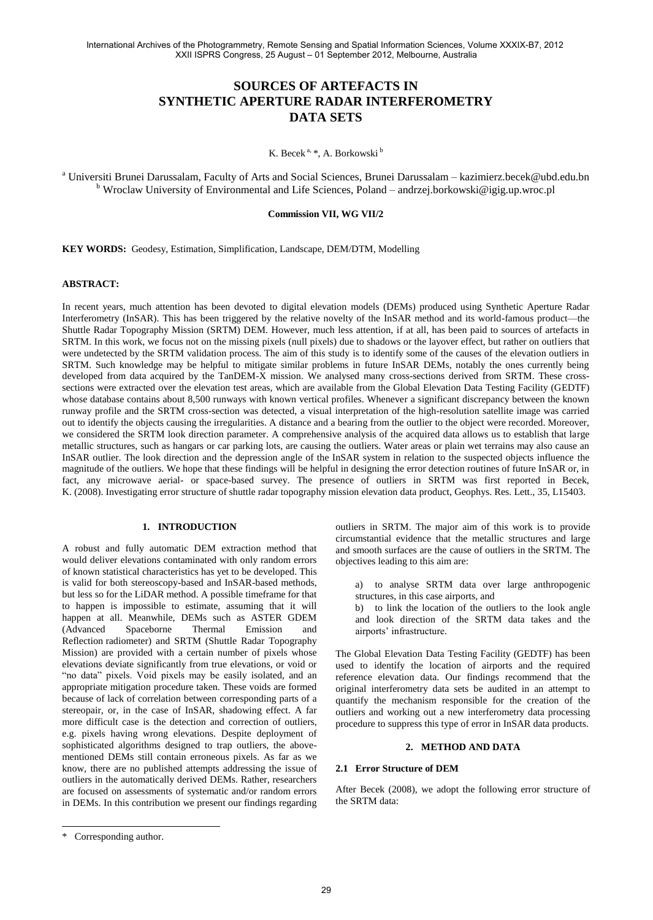# SOURCES OF ARTEFACTS IN SYNTHETIC APERTURE RADAR INTERFEROMETRY DATA SETS

K. Becek [a, *], A. Borkowski [b]

[a] Universiti Brunei Darussalam, Faculty of Arts and Social Sciences, Brunei Darussalam – kazimierz.becek@ubd.edu.bn
[b] Wroclaw University of Environmental and Life Sciences, Poland – andrzej.borkowski@igig.up.wroc.pl

**Commission VII, WG VII/2**

**KEY WORDS:** Geodesy, Estimation, Simplification, Landscape, DEM/DTM, Modelling

**ABSTRACT:**

In recent years, much attention has been devoted to digital elevation models (DEMs) produced using Synthetic Aperture Radar Interferometry (InSAR). This has been triggered by the relative novelty of the InSAR method and its world-famous product—the Shuttle Radar Topography Mission (SRTM) DEM. However, much less attention, if at all, has been paid to sources of artefacts in SRTM. In this work, we focus not on the missing pixels (null pixels) due to shadows or the layover effect, but rather on outliers that were undetected by the SRTM validation process. The aim of this study is to identify some of the causes of the elevation outliers in SRTM. Such knowledge may be helpful to mitigate similar problems in future InSAR DEMs, notably the ones currently being developed from data acquired by the TanDEM-X mission. We analysed many cross-sections derived from SRTM. These cross-sections were extracted over the elevation test areas, which are available from the Global Elevation Data Testing Facility (GEDTF) whose database contains about 8,500 runways with known vertical profiles. Whenever a significant discrepancy between the known runway profile and the SRTM cross-section was detected, a visual interpretation of the high-resolution satellite image was carried out to identify the objects causing the irregularities. A distance and a bearing from the outlier to the object were recorded. Moreover, we considered the SRTM look direction parameter. A comprehensive analysis of the acquired data allows us to establish that large metallic structures, such as hangars or car parking lots, are causing the outliers. Water areas or plain wet terrains may also cause an InSAR outlier. The look direction and the depression angle of the InSAR system in relation to the suspected objects influence the magnitude of the outliers. We hope that these findings will be helpful in designing the error detection routines of future InSAR or, in fact, any microwave aerial- or space-based survey. The presence of outliers in SRTM was first reported in Becek, K. (2008). Investigating error structure of shuttle radar topography mission elevation data product, Geophys. Res. Lett., 35, L15403.

## 1. INTRODUCTION

A robust and fully automatic DEM extraction method that would deliver elevations contaminated with only random errors of known statistical characteristics has yet to be developed. This is valid for both stereoscopy-based and InSAR-based methods, but less so for the LiDAR method. A possible timeframe for that to happen is impossible to estimate, assuming that it will happen at all. Meanwhile, DEMs such as ASTER GDEM (Advanced Spaceborne Thermal Emission and Reflection radiometer) and SRTM (Shuttle Radar Topography Mission) are provided with a certain number of pixels whose elevations deviate significantly from true elevations, or void or "no data" pixels. Void pixels may be easily isolated, and an appropriate mitigation procedure taken. These voids are formed because of lack of correlation between corresponding parts of a stereopair, or, in the case of InSAR, shadowing effect. A far more difficult case is the detection and correction of outliers, e.g. pixels having wrong elevations. Despite deployment of sophisticated algorithms designed to trap outliers, the above-mentioned DEMs still contain erroneous pixels. As far as we know, there are no published attempts addressing the issue of outliers in the automatically derived DEMs. Rather, researchers are focused on assessments of systematic and/or random errors in DEMs. In this contribution we present our findings regarding outliers in SRTM. The major aim of this work is to provide circumstantial evidence that the metallic structures and large and smooth surfaces are the cause of outliers in the SRTM. The objectives leading to this aim are:

a) to analyse SRTM data over large anthropogenic structures, in this case airports, and

b) to link the location of the outliers to the look angle and look direction of the SRTM data takes and the airports' infrastructure.

The Global Elevation Data Testing Facility (GEDTF) has been used to identify the location of airports and the required reference elevation data. Our findings recommend that the original interferometry data sets be audited in an attempt to quantify the mechanism responsible for the creation of the outliers and working out a new interferometry data processing procedure to suppress this type of error in InSAR data products.

## 2. METHOD AND DATA

### 2.1 Error Structure of DEM

After Becek (2008), we adopt the following error structure of the SRTM data:

\* Corresponding author.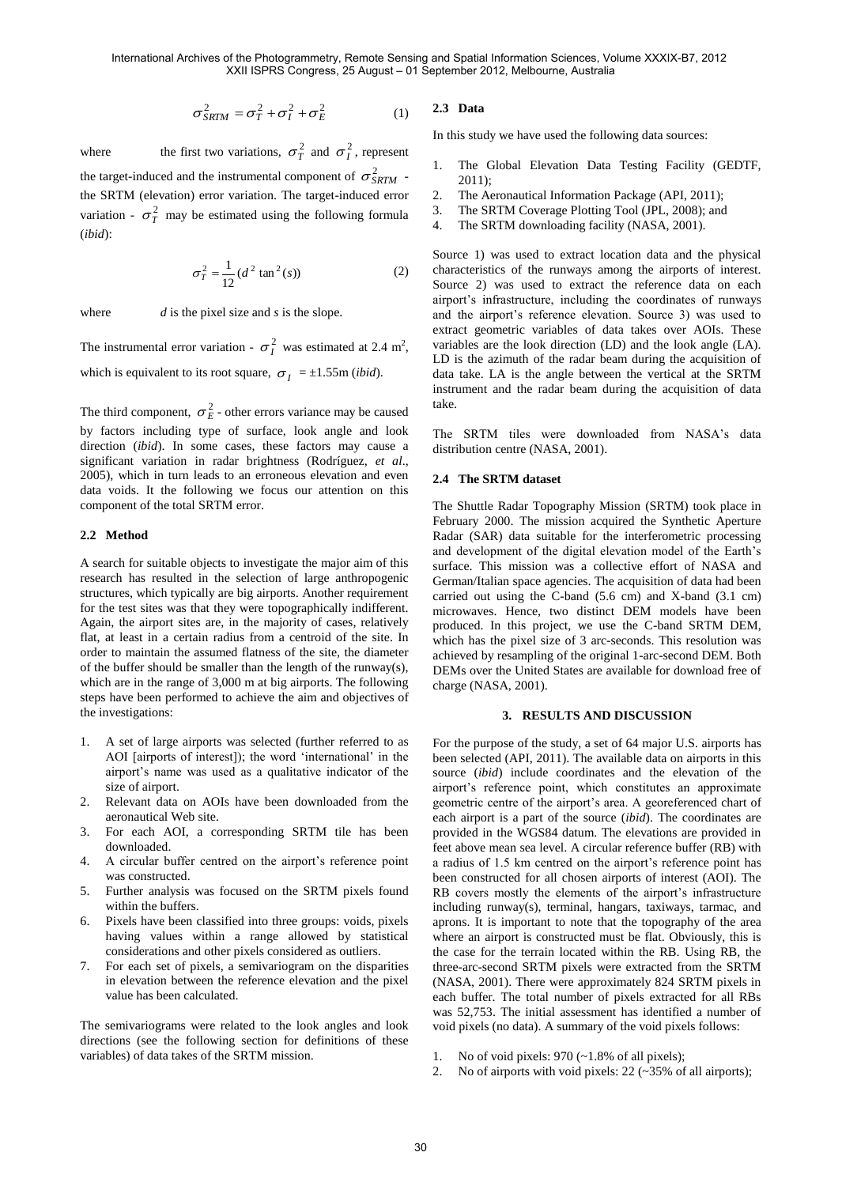$$\sigma_{SRTM}^2 = \sigma_T^2 + \sigma_I^2 + \sigma_E^2 \quad (1)$$

where the first two variations, $\sigma_T^2$ and $\sigma_I^2$, represent the target-induced and the instrumental component of $\sigma_{SRTM}^2$ - the SRTM (elevation) error variation. The target-induced error variation - $\sigma_T^2$ may be estimated using the following formula (*ibid*):

$$\sigma_T^2 = \frac{1}{12}(d^2 \tan^2(s)) \quad (2)$$

where $d$ is the pixel size and $s$ is the slope.

The instrumental error variation - $\sigma_I^2$ was estimated at 2.4 m$^2$, which is equivalent to its root square, $\sigma_I$ = ±1.55m (*ibid*).

The third component, $\sigma_E^2$ - other errors variance may be caused by factors including type of surface, look angle and look direction (*ibid*). In some cases, these factors may cause a significant variation in radar brightness (Rodríguez, *et al*., 2005), which in turn leads to an erroneous elevation and even data voids. It the following we focus our attention on this component of the total SRTM error.

### 2.2 Method

A search for suitable objects to investigate the major aim of this research has resulted in the selection of large anthropogenic structures, which typically are big airports. Another requirement for the test sites was that they were topographically indifferent. Again, the airport sites are, in the majority of cases, relatively flat, at least in a certain radius from a centroid of the site. In order to maintain the assumed flatness of the site, the diameter of the buffer should be smaller than the length of the runway(s), which are in the range of 3,000 m at big airports. The following steps have been performed to achieve the aim and objectives of the investigations:

1. A set of large airports was selected (further referred to as AOI [airports of interest]); the word 'international' in the airport's name was used as a qualitative indicator of the size of airport.
2. Relevant data on AOIs have been downloaded from the aeronautical Web site.
3. For each AOI, a corresponding SRTM tile has been downloaded.
4. A circular buffer centred on the airport's reference point was constructed.
5. Further analysis was focused on the SRTM pixels found within the buffers.
6. Pixels have been classified into three groups: voids, pixels having values within a range allowed by statistical considerations and other pixels considered as outliers.
7. For each set of pixels, a semivariogram on the disparities in elevation between the reference elevation and the pixel value has been calculated.

The semivariograms were related to the look angles and look directions (see the following section for definitions of these variables) of data takes of the SRTM mission.

### 2.3 Data

In this study we have used the following data sources:

1. The Global Elevation Data Testing Facility (GEDTF, 2011);
2. The Aeronautical Information Package (API, 2011);
3. The SRTM Coverage Plotting Tool (JPL, 2008); and
4. The SRTM downloading facility (NASA, 2001).

Source 1) was used to extract location data and the physical characteristics of the runways among the airports of interest. Source 2) was used to extract the reference data on each airport's infrastructure, including the coordinates of runways and the airport's reference elevation. Source 3) was used to extract geometric variables of data takes over AOIs. These variables are the look direction (LD) and the look angle (LA). LD is the azimuth of the radar beam during the acquisition of data take. LA is the angle between the vertical at the SRTM instrument and the radar beam during the acquisition of data take.

The SRTM tiles were downloaded from NASA's data distribution centre (NASA, 2001).

### 2.4 The SRTM dataset

The Shuttle Radar Topography Mission (SRTM) took place in February 2000. The mission acquired the Synthetic Aperture Radar (SAR) data suitable for the interferometric processing and development of the digital elevation model of the Earth's surface. This mission was a collective effort of NASA and German/Italian space agencies. The acquisition of data had been carried out using the C-band (5.6 cm) and X-band (3.1 cm) microwaves. Hence, two distinct DEM models have been produced. In this project, we use the C-band SRTM DEM, which has the pixel size of 3 arc-seconds. This resolution was achieved by resampling of the original 1-arc-second DEM. Both DEMs over the United States are available for download free of charge (NASA, 2001).

## 3. RESULTS AND DISCUSSION

For the purpose of the study, a set of 64 major U.S. airports has been selected (API, 2011). The available data on airports in this source (*ibid*) include coordinates and the elevation of the airport's reference point, which constitutes an approximate geometric centre of the airport's area. A georeferenced chart of each airport is a part of the source (*ibid*). The coordinates are provided in the WGS84 datum. The elevations are provided in feet above mean sea level. A circular reference buffer (RB) with a radius of 1.5 km centred on the airport's reference point has been constructed for all chosen airports of interest (AOI). The RB covers mostly the elements of the airport's infrastructure including runway(s), terminal, hangars, taxiways, tarmac, and aprons. It is important to note that the topography of the area where an airport is constructed must be flat. Obviously, this is the case for the terrain located within the RB. Using RB, the three-arc-second SRTM pixels were extracted from the SRTM (NASA, 2001). There were approximately 824 SRTM pixels in each buffer. The total number of pixels extracted for all RBs was 52,753. The initial assessment has identified a number of void pixels (no data). A summary of the void pixels follows:

1. No of void pixels: 970 (~1.8% of all pixels);
2. No of airports with void pixels: 22 (~35% of all airports);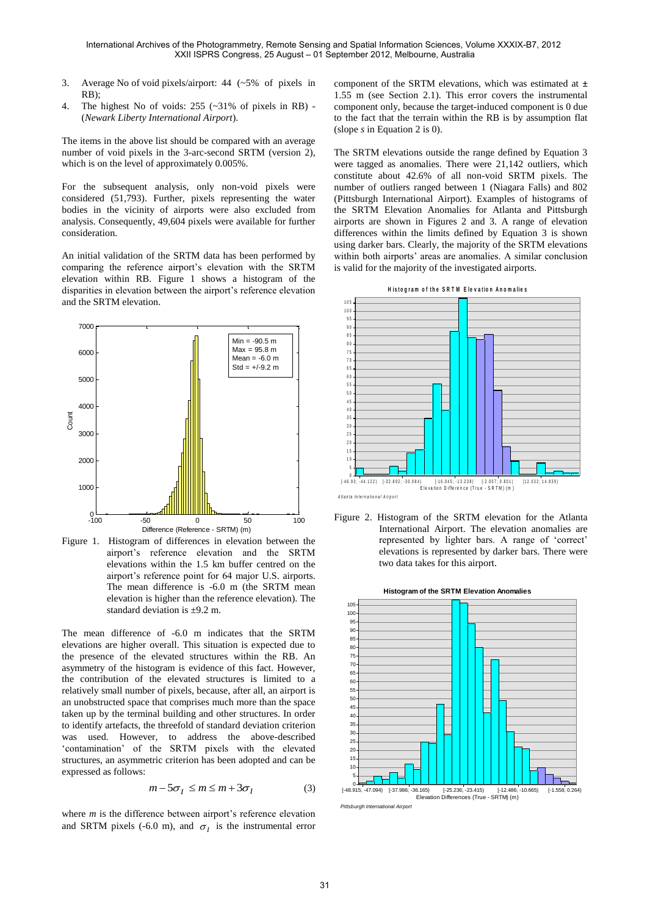3. Average No of void pixels/airport: 44 (~5% of pixels in RB);
4. The highest No of voids: 255 (~31% of pixels in RB) - (*Newark Liberty International Airport*).

The items in the above list should be compared with an average number of void pixels in the 3-arc-second SRTM (version 2), which is on the level of approximately 0.005%.

For the subsequent analysis, only non-void pixels were considered (51,793). Further, pixels representing the water bodies in the vicinity of airports were also excluded from analysis. Consequently, 49,604 pixels were available for further consideration.

An initial validation of the SRTM data has been performed by comparing the reference airport's elevation with the SRTM elevation within RB. Figure 1 shows a histogram of the disparities in elevation between the airport's reference elevation and the SRTM elevation.

Min = -90.5 m
Max = 95.8 m
Mean = -6.0 m
Std = +/-9.2 m

Count

Difference (Reference - SRTM) (m)

Figure 1. Histogram of differences in elevation between the airport's reference elevation and the SRTM elevations within the 1.5 km buffer centred on the airport's reference point for 64 major U.S. airports. The mean difference is -6.0 m (the SRTM mean elevation is higher than the reference elevation). The standard deviation is ±9.2 m.

The mean difference of -6.0 m indicates that the SRTM elevations are higher overall. This situation is expected due to the presence of the elevated structures within the RB. An asymmetry of the histogram is evidence of this fact. However, the contribution of the elevated structures is limited to a relatively small number of pixels, because, after all, an airport is an unobstructed space that comprises much more than the space taken up by the terminal building and other structures. In order to identify artefacts, the threefold of standard deviation criterion was used. However, to address the above-described 'contamination' of the SRTM pixels with the elevated structures, an asymmetric criterion has been adopted and can be expressed as follows:

$$m - 5\sigma_I \leq m \leq m + 3\sigma_I \qquad (3)$$

where $m$ is the difference between airport's reference elevation and SRTM pixels (-6.0 m), and $\sigma_I$ is the instrumental error component of the SRTM elevations, which was estimated at ± 1.55 m (see Section 2.1). This error covers the instrumental component only, because the target-induced component is 0 due to the fact that the terrain within the RB is by assumption flat (slope $s$ in Equation 2 is 0).

The SRTM elevations outside the range defined by Equation 3 were tagged as anomalies. There were 21,142 outliers, which constitute about 42.6% of all non-void SRTM pixels. The number of outliers ranged between 1 (Niagara Falls) and 802 (Pittsburgh International Airport). Examples of histograms of the SRTM Elevation Anomalies for Atlanta and Pittsburgh airports are shown in Figures 2 and 3. A range of elevation differences within the limits defined by Equation 3 is shown using darker bars. Clearly, the majority of the SRTM elevations within both airports' areas are anomalies. A similar conclusion is valid for the majority of the investigated airports.

Histogram of the SRTM Elevation Anomalies

Elevation Difference (True - SRTM) (m)

Atlanta International Airport

Figure 2. Histogram of the SRTM elevation for the Atlanta International Airport. The elevation anomalies are represented by lighter bars. A range of 'correct' elevations is represented by darker bars. There were two data takes for this airport.

Histogram of the SRTM Elevation Anomalies

Elevation Differences (True - SRTM) (m)

Pittsburgh International Airport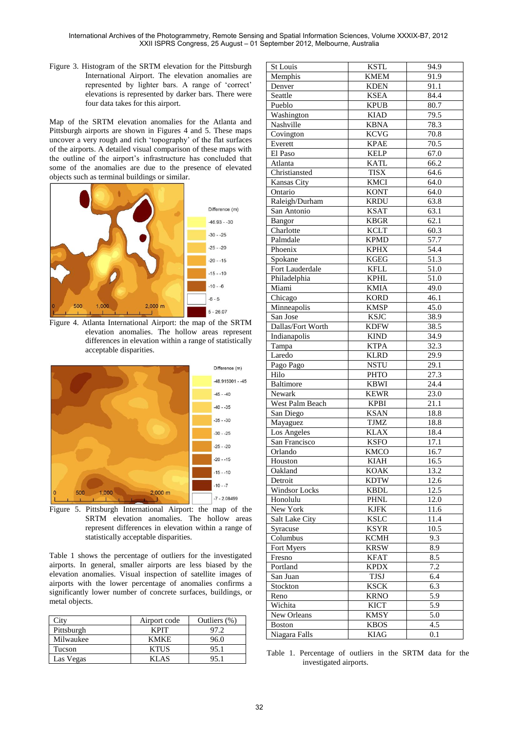Figure 3. Histogram of the SRTM elevation for the Pittsburgh International Airport. The elevation anomalies are represented by lighter bars. A range of 'correct' elevations is represented by darker bars. There were four data takes for this airport.

Map of the SRTM elevation anomalies for the Atlanta and Pittsburgh airports are shown in Figures 4 and 5. These maps uncover a very rough and rich 'topography' of the flat surfaces of the airports. A detailed visual comparison of these maps with the outline of the airport's infrastructure has concluded that some of the anomalies are due to the presence of elevated objects such as terminal buildings or similar.

Difference (m)
-46.93 - -30
-30 - -25
-25 - -20
-20 - -15
-15 - -10
-10 - -6
-6 - 5
5 - 26.07
0 500 1,000 2,000 m

Figure 4. Atlanta International Airport: the map of the SRTM elevation anomalies. The hollow areas represent differences in elevation within a range of statistically acceptable disparities.

Difference (m)
-48.915001 - -45
-45 - -40
-40 - -35
-35 - -30
-30 - -25
-25 - -20
-20 - -15
-15 - -10
-10 - -7
-7 - 2.08499
0 500 1,000 2,000 m

Figure 5. Pittsburgh International Airport: the map of the SRTM elevation anomalies. The hollow areas represent differences in elevation within a range of statistically acceptable disparities.

Table 1 shows the percentage of outliers for the investigated airports. In general, smaller airports are less biased by the elevation anomalies. Visual inspection of satellite images of airports with the lower percentage of anomalies confirms a significantly lower number of concrete surfaces, buildings, or metal objects.

| City | Airport code | Outliers (%) |
|---|---|---|
| Pittsburgh | KPIT | 97.2 |
| Milwaukee | KMKE | 96.0 |
| Tucson | KTUS | 95.1 |
| Las Vegas | KLAS | 95.1 |
| St Louis | KSTL | 94.9 |
| Memphis | KMEM | 91.9 |
| Denver | KDEN | 91.1 |
| Seattle | KSEA | 84.4 |
| Pueblo | KPUB | 80.7 |
| Washington | KIAD | 79.5 |
| Nashville | KBNA | 78.3 |
| Covington | KCVG | 70.8 |
| Everett | KPAE | 70.5 |
| El Paso | KELP | 67.0 |
| Atlanta | KATL | 66.2 |
| Christiansted | TISX | 64.6 |
| Kansas City | KMCI | 64.0 |
| Ontario | KONT | 64.0 |
| Raleigh/Durham | KRDU | 63.8 |
| San Antonio | KSAT | 63.1 |
| Bangor | KBGR | 62.1 |
| Charlotte | KCLT | 60.3 |
| Palmdale | KPMD | 57.7 |
| Phoenix | KPHX | 54.4 |
| Spokane | KGEG | 51.3 |
| Fort Lauderdale | KFLL | 51.0 |
| Philadelphia | KPHL | 51.0 |
| Miami | KMIA | 49.0 |
| Chicago | KORD | 46.1 |
| Minneapolis | KMSP | 45.0 |
| San Jose | KSJC | 38.9 |
| Dallas/Fort Worth | KDFW | 38.5 |
| Indianapolis | KIND | 34.9 |
| Tampa | KTPA | 32.3 |
| Laredo | KLRD | 29.9 |
| Pago Pago | NSTU | 29.1 |
| Hilo | PHTO | 27.3 |
| Baltimore | KBWI | 24.4 |
| Newark | KEWR | 23.0 |
| West Palm Beach | KPBI | 21.1 |
| San Diego | KSAN | 18.8 |
| Mayaguez | TJMZ | 18.8 |
| Los Angeles | KLAX | 18.4 |
| San Francisco | KSFO | 17.1 |
| Orlando | KMCO | 16.7 |
| Houston | KIAH | 16.5 |
| Oakland | KOAK | 13.2 |
| Detroit | KDTW | 12.6 |
| Windsor Locks | KBDL | 12.5 |
| Honolulu | PHNL | 12.0 |
| New York | KJFK | 11.6 |
| Salt Lake City | KSLC | 11.4 |
| Syracuse | KSYR | 10.5 |
| Columbus | KCMH | 9.3 |
| Fort Myers | KRSW | 8.9 |
| Fresno | KFAT | 8.5 |
| Portland | KPDX | 7.2 |
| San Juan | TJSJ | 6.4 |
| Stockton | KSCK | 6.3 |
| Reno | KRNO | 5.9 |
| Wichita | KICT | 5.9 |
| New Orleans | KMSY | 5.0 |
| Boston | KBOS | 4.5 |
| Niagara Falls | KIAG | 0.1 |

Table 1. Percentage of outliers in the SRTM data for the investigated airports.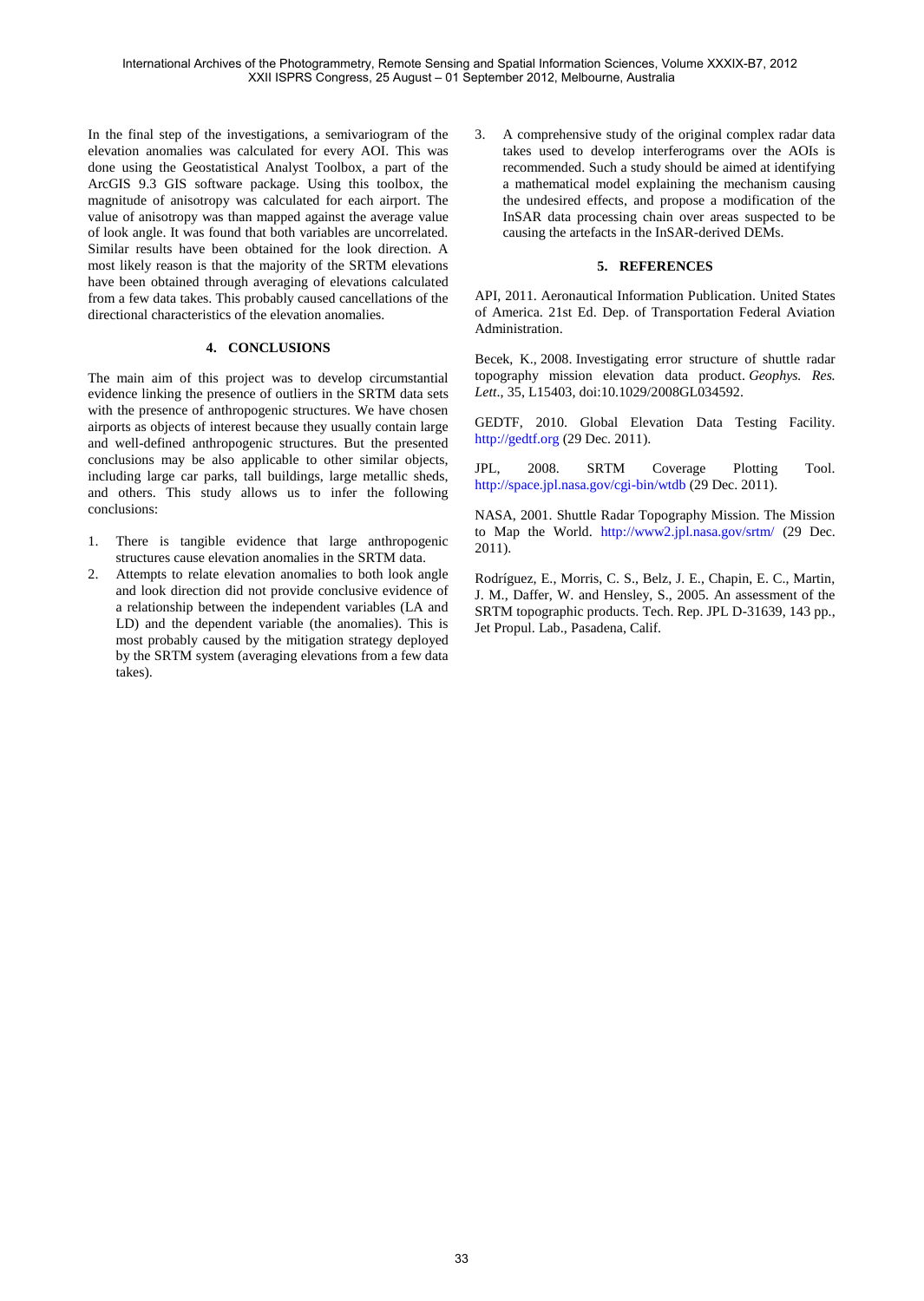In the final step of the investigations, a semivariogram of the elevation anomalies was calculated for every AOI. This was done using the Geostatistical Analyst Toolbox, a part of the ArcGIS 9.3 GIS software package. Using this toolbox, the magnitude of anisotropy was calculated for each airport. The value of anisotropy was than mapped against the average value of look angle. It was found that both variables are uncorrelated. Similar results have been obtained for the look direction. A most likely reason is that the majority of the SRTM elevations have been obtained through averaging of elevations calculated from a few data takes. This probably caused cancellations of the directional characteristics of the elevation anomalies.

## 4. CONCLUSIONS

The main aim of this project was to develop circumstantial evidence linking the presence of outliers in the SRTM data sets with the presence of anthropogenic structures. We have chosen airports as objects of interest because they usually contain large and well-defined anthropogenic structures. But the presented conclusions may be also applicable to other similar objects, including large car parks, tall buildings, large metallic sheds, and others. This study allows us to infer the following conclusions:

1. There is tangible evidence that large anthropogenic structures cause elevation anomalies in the SRTM data.
2. Attempts to relate elevation anomalies to both look angle and look direction did not provide conclusive evidence of a relationship between the independent variables (LA and LD) and the dependent variable (the anomalies). This is most probably caused by the mitigation strategy deployed by the SRTM system (averaging elevations from a few data takes).
3. A comprehensive study of the original complex radar data takes used to develop interferograms over the AOIs is recommended. Such a study should be aimed at identifying a mathematical model explaining the mechanism causing the undesired effects, and propose a modification of the InSAR data processing chain over areas suspected to be causing the artefacts in the InSAR-derived DEMs.

## 5. REFERENCES

API, 2011. Aeronautical Information Publication. United States of America. 21st Ed. Dep. of Transportation Federal Aviation Administration.

Becek, K., 2008. Investigating error structure of shuttle radar topography mission elevation data product. *Geophys. Res. Lett*., 35, L15403, doi:10.1029/2008GL034592.

GEDTF, 2010. Global Elevation Data Testing Facility. http://gedtf.org (29 Dec. 2011).

JPL, 2008. SRTM Coverage Plotting Tool. http://space.jpl.nasa.gov/cgi-bin/wtdb (29 Dec. 2011).

NASA, 2001. Shuttle Radar Topography Mission. The Mission to Map the World. http://www2.jpl.nasa.gov/srtm/ (29 Dec. 2011).

Rodríguez, E., Morris, C. S., Belz, J. E., Chapin, E. C., Martin, J. M., Daffer, W. and Hensley, S., 2005. An assessment of the SRTM topographic products. Tech. Rep. JPL D-31639, 143 pp., Jet Propul. Lab., Pasadena, Calif.